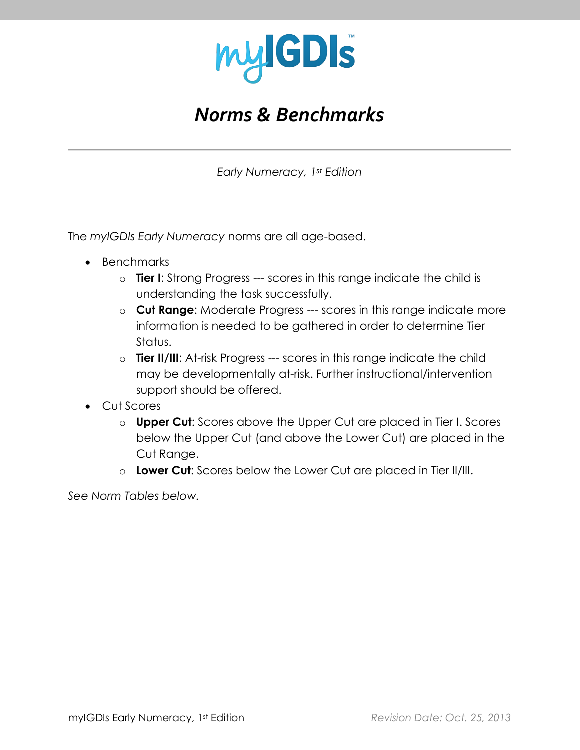# myIGDIs™

## *Norms & Benchmarks*

---

*Early Numeracy, 1st Edition*

The *myIGDIs Early Numeracy* norms are all age-based.

- Benchmarks
  - **Tier I**: Strong Progress --- scores in this range indicate the child is understanding the task successfully.
  - **Cut Range**: Moderate Progress --- scores in this range indicate more information is needed to be gathered in order to determine Tier Status.
  - **Tier II/III**: At-risk Progress --- scores in this range indicate the child may be developmentally at-risk. Further instructional/intervention support should be offered.
- Cut Scores
  - **Upper Cut**: Scores above the Upper Cut are placed in Tier I. Scores below the Upper Cut (and above the Lower Cut) are placed in the Cut Range.
  - **Lower Cut**: Scores below the Lower Cut are placed in Tier II/III.

*See Norm Tables below.*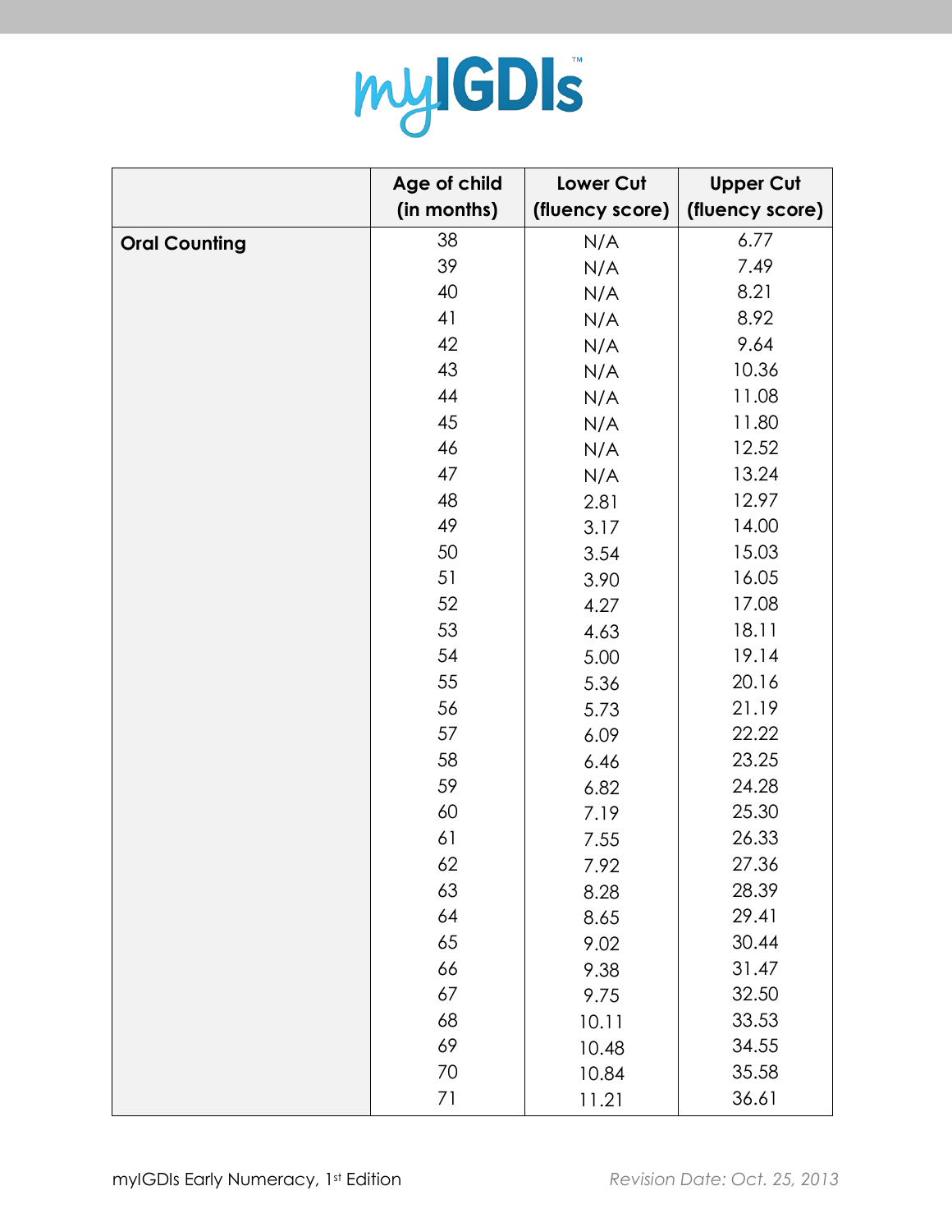# myIGDIs™

| | Age of child (in months) | Lower Cut (fluency score) | Upper Cut (fluency score) |
|---|---|---|---|
| **Oral Counting** | 38 | N/A | 6.77 |
| | 39 | N/A | 7.49 |
| | 40 | N/A | 8.21 |
| | 41 | N/A | 8.92 |
| | 42 | N/A | 9.64 |
| | 43 | N/A | 10.36 |
| | 44 | N/A | 11.08 |
| | 45 | N/A | 11.80 |
| | 46 | N/A | 12.52 |
| | 47 | N/A | 13.24 |
| | 48 | 2.81 | 12.97 |
| | 49 | 3.17 | 14.00 |
| | 50 | 3.54 | 15.03 |
| | 51 | 3.90 | 16.05 |
| | 52 | 4.27 | 17.08 |
| | 53 | 4.63 | 18.11 |
| | 54 | 5.00 | 19.14 |
| | 55 | 5.36 | 20.16 |
| | 56 | 5.73 | 21.19 |
| | 57 | 6.09 | 22.22 |
| | 58 | 6.46 | 23.25 |
| | 59 | 6.82 | 24.28 |
| | 60 | 7.19 | 25.30 |
| | 61 | 7.55 | 26.33 |
| | 62 | 7.92 | 27.36 |
| | 63 | 8.28 | 28.39 |
| | 64 | 8.65 | 29.41 |
| | 65 | 9.02 | 30.44 |
| | 66 | 9.38 | 31.47 |
| | 67 | 9.75 | 32.50 |
| | 68 | 10.11 | 33.53 |
| | 69 | 10.48 | 34.55 |
| | 70 | 10.84 | 35.58 |
| | 71 | 11.21 | 36.61 |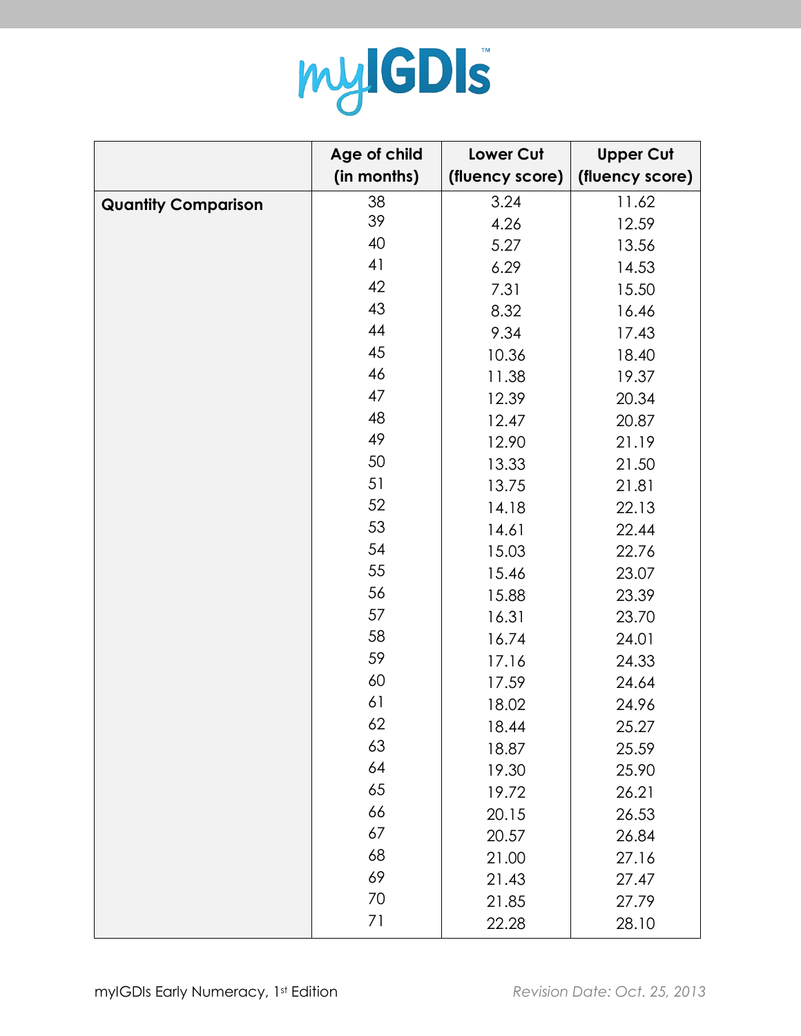# myIGDIs

| | Age of child (in months) | Lower Cut (fluency score) | Upper Cut (fluency score) |
|---|---|---|---|
| **Quantity Comparison** | 38 | 3.24 | 11.62 |
| | 39 | 4.26 | 12.59 |
| | 40 | 5.27 | 13.56 |
| | 41 | 6.29 | 14.53 |
| | 42 | 7.31 | 15.50 |
| | 43 | 8.32 | 16.46 |
| | 44 | 9.34 | 17.43 |
| | 45 | 10.36 | 18.40 |
| | 46 | 11.38 | 19.37 |
| | 47 | 12.39 | 20.34 |
| | 48 | 12.47 | 20.87 |
| | 49 | 12.90 | 21.19 |
| | 50 | 13.33 | 21.50 |
| | 51 | 13.75 | 21.81 |
| | 52 | 14.18 | 22.13 |
| | 53 | 14.61 | 22.44 |
| | 54 | 15.03 | 22.76 |
| | 55 | 15.46 | 23.07 |
| | 56 | 15.88 | 23.39 |
| | 57 | 16.31 | 23.70 |
| | 58 | 16.74 | 24.01 |
| | 59 | 17.16 | 24.33 |
| | 60 | 17.59 | 24.64 |
| | 61 | 18.02 | 24.96 |
| | 62 | 18.44 | 25.27 |
| | 63 | 18.87 | 25.59 |
| | 64 | 19.30 | 25.90 |
| | 65 | 19.72 | 26.21 |
| | 66 | 20.15 | 26.53 |
| | 67 | 20.57 | 26.84 |
| | 68 | 21.00 | 27.16 |
| | 69 | 21.43 | 27.47 |
| | 70 | 21.85 | 27.79 |
| | 71 | 22.28 | 28.10 |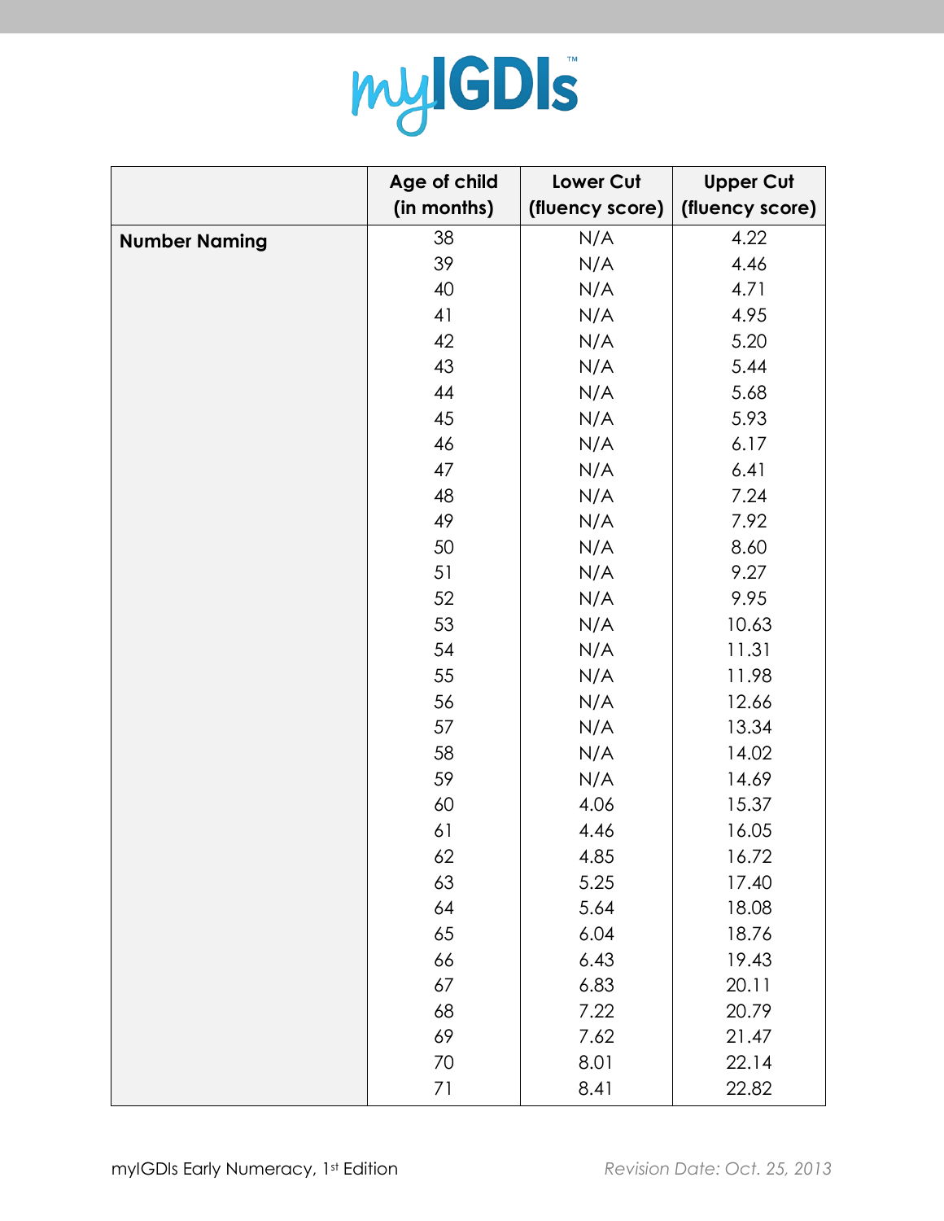# myIGDIs™

| | Age of child (in months) | Lower Cut (fluency score) | Upper Cut (fluency score) |
|---|---|---|---|
| **Number Naming** | 38 | N/A | 4.22 |
| | 39 | N/A | 4.46 |
| | 40 | N/A | 4.71 |
| | 41 | N/A | 4.95 |
| | 42 | N/A | 5.20 |
| | 43 | N/A | 5.44 |
| | 44 | N/A | 5.68 |
| | 45 | N/A | 5.93 |
| | 46 | N/A | 6.17 |
| | 47 | N/A | 6.41 |
| | 48 | N/A | 7.24 |
| | 49 | N/A | 7.92 |
| | 50 | N/A | 8.60 |
| | 51 | N/A | 9.27 |
| | 52 | N/A | 9.95 |
| | 53 | N/A | 10.63 |
| | 54 | N/A | 11.31 |
| | 55 | N/A | 11.98 |
| | 56 | N/A | 12.66 |
| | 57 | N/A | 13.34 |
| | 58 | N/A | 14.02 |
| | 59 | N/A | 14.69 |
| | 60 | 4.06 | 15.37 |
| | 61 | 4.46 | 16.05 |
| | 62 | 4.85 | 16.72 |
| | 63 | 5.25 | 17.40 |
| | 64 | 5.64 | 18.08 |
| | 65 | 6.04 | 18.76 |
| | 66 | 6.43 | 19.43 |
| | 67 | 6.83 | 20.11 |
| | 68 | 7.22 | 20.79 |
| | 69 | 7.62 | 21.47 |
| | 70 | 8.01 | 22.14 |
| | 71 | 8.41 | 22.82 |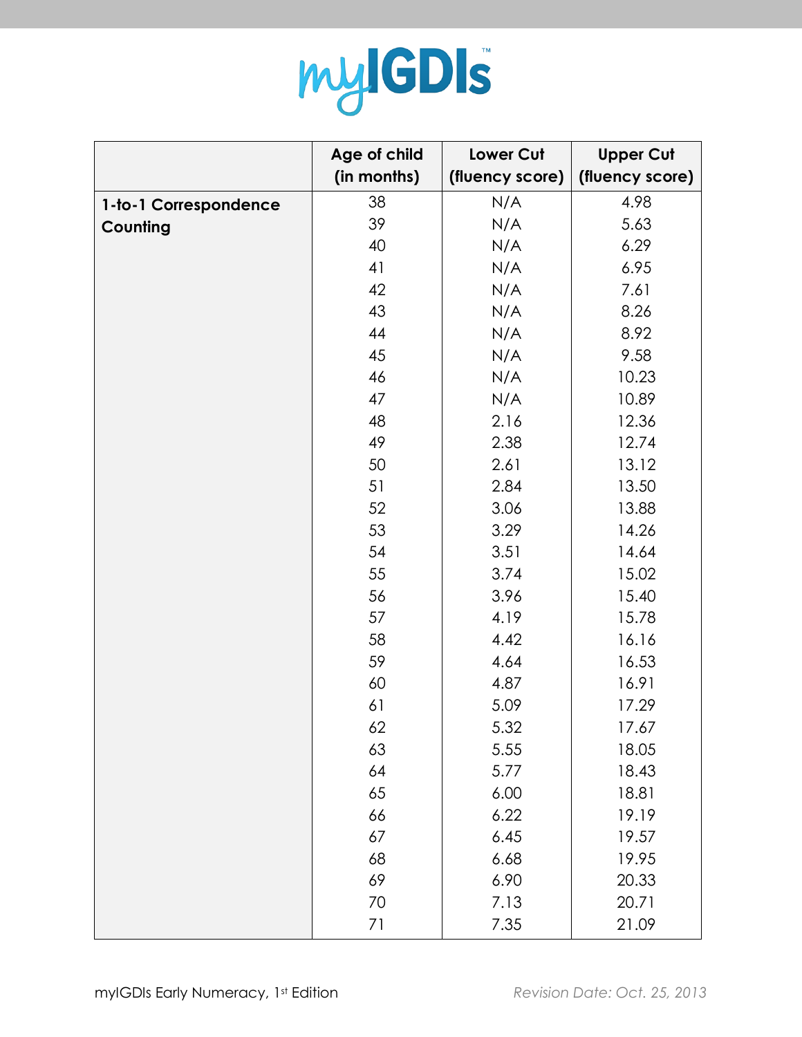# myIGDIs

| | Age of child (in months) | Lower Cut (fluency score) | Upper Cut (fluency score) |
|---|---|---|---|
| **1-to-1 Correspondence Counting** | 38 | N/A | 4.98 |
| | 39 | N/A | 5.63 |
| | 40 | N/A | 6.29 |
| | 41 | N/A | 6.95 |
| | 42 | N/A | 7.61 |
| | 43 | N/A | 8.26 |
| | 44 | N/A | 8.92 |
| | 45 | N/A | 9.58 |
| | 46 | N/A | 10.23 |
| | 47 | N/A | 10.89 |
| | 48 | 2.16 | 12.36 |
| | 49 | 2.38 | 12.74 |
| | 50 | 2.61 | 13.12 |
| | 51 | 2.84 | 13.50 |
| | 52 | 3.06 | 13.88 |
| | 53 | 3.29 | 14.26 |
| | 54 | 3.51 | 14.64 |
| | 55 | 3.74 | 15.02 |
| | 56 | 3.96 | 15.40 |
| | 57 | 4.19 | 15.78 |
| | 58 | 4.42 | 16.16 |
| | 59 | 4.64 | 16.53 |
| | 60 | 4.87 | 16.91 |
| | 61 | 5.09 | 17.29 |
| | 62 | 5.32 | 17.67 |
| | 63 | 5.55 | 18.05 |
| | 64 | 5.77 | 18.43 |
| | 65 | 6.00 | 18.81 |
| | 66 | 6.22 | 19.19 |
| | 67 | 6.45 | 19.57 |
| | 68 | 6.68 | 19.95 |
| | 69 | 6.90 | 20.33 |
| | 70 | 7.13 | 20.71 |
| | 71 | 7.35 | 21.09 |